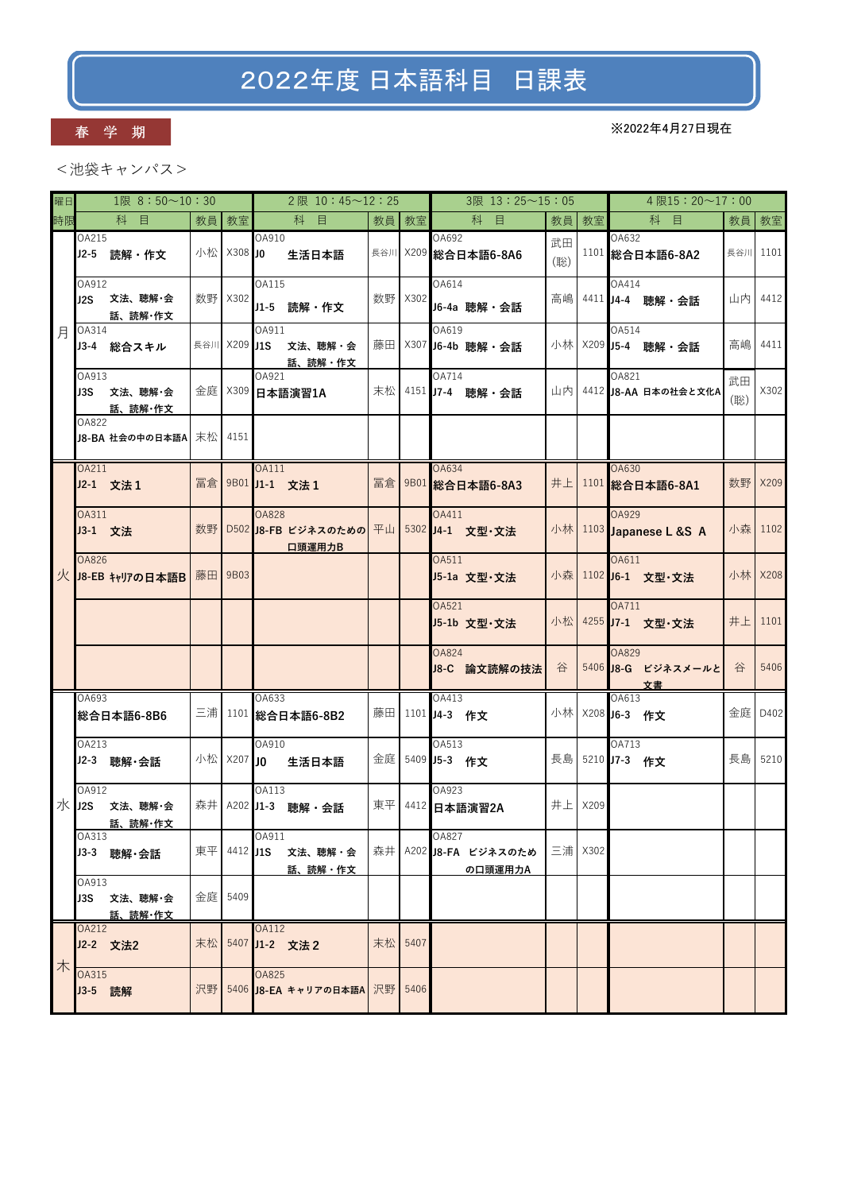# 2022年度 日本語科目 日課表

**春 学 期**

※2022年4月27日現在

＜池袋キャンパス＞

| 曜日 | 1限 8：50〜10：30 | | | 2限 10：45〜12：25 | | | 3限 13：25〜15：05 | | | 4限15：20〜17：00 | | |
|---|---|---|---|---|---|---|---|---|---|---|---|---|
| 時限 | 科 目 | 教員 | 教室 | 科 目 | 教員 | 教室 | 科 目 | 教員 | 教室 | 科 目 | 教員 | 教室 |
| 月 | OA215 J2-5 読解・作文 | 小松 | X308 | OA910 J0 生活日本語 | 長谷川 | X209 | OA692 総合日本語6-8A6 | 武田(聡) | 1101 | OA632 総合日本語6-8A2 | 長谷川 | 1101 |
| 月 | OA912 J2S 文法、聴解・会話、読解・作文 | 数野 | X302 | OA115 J1-5 読解・作文 | 数野 | X302 | OA614 J6-4a 聴解・会話 | 高嶋 | 4411 | OA414 J4-4 聴解・会話 | 山内 | 4412 |
| 月 | OA314 J3-4 総合スキル | 長谷川 | X209 | OA911 J1S 文法、聴解・会話、読解・作文 | 藤田 | X307 | OA619 J6-4b 聴解・会話 | 小林 | X209 | OA514 J5-4 聴解・会話 | 高嶋 | 4411 |
| 月 | OA913 J3S 文法、聴解・会話、読解・作文 | 金庭 | X309 | OA921 日本語演習1A | 末松 | 4151 | OA714 J7-4 聴解・会話 | 山内 | 4412 | OA821 J8-AA 日本の社会と文化A | 武田(聡) | X302 |
| 月 | OA822 J8-BA 社会の中の日本語A | 末松 | 4151 | | | | | | | | | |
| 火 | OA211 J2-1 文法1 | 冨倉 | 9B01 | OA111 J1-1 文法1 | 冨倉 | 9B01 | OA634 総合日本語6-8A3 | 井上 | 1101 | OA630 総合日本語6-8A1 | 数野 | X209 |
| 火 | OA311 J3-1 文法 | 数野 | D502 | OA828 J8-FB ビジネスのための口頭運用力B | 平山 | 5302 | OA411 J4-1 文型・文法 | 小林 | 1103 | OA929 Japanese L &S A | 小森 | 1102 |
| 火 | OA826 J8-EB ｷｬﾘｱの日本語B | 藤田 | 9B03 | | | | OA511 J5-1a 文型・文法 | 小森 | 1102 | OA611 J6-1 文型・文法 | 小林 | X208 |
| 火 | | | | | | | OA521 J5-1b 文型・文法 | 小松 | 4255 | OA711 J7-1 文型・文法 | 井上 | 1101 |
| 火 | | | | | | | OA824 J8-C 論文読解の技法 | 谷 | 5406 | OA829 J8-G ビジネスメールと文書 | 谷 | 5406 |
| 水 | OA693 総合日本語6-8B6 | 三浦 | 1101 | OA633 総合日本語6-8B2 | 藤田 | 1101 | OA413 J4-3 作文 | 小林 | X208 | OA613 J6-3 作文 | 金庭 | D402 |
| 水 | OA213 J2-3 聴解・会話 | 小松 | X207 | OA910 J0 生活日本語 | 金庭 | 5409 | OA513 J5-3 作文 | 長島 | 5210 | OA713 J7-3 作文 | 長島 | 5210 |
| 水 | OA912 J2S 文法、聴解・会話、読解・作文 | 森井 | A202 | OA113 J1-3 聴解・会話 | 東平 | 4412 | OA923 日本語演習2A | 井上 | X209 | | | |
| 水 | OA313 J3-3 聴解・会話 | 東平 | 4412 | OA911 J1S 文法、聴解・会話、読解・作文 | 森井 | A202 | OA827 J8-FA ビジネスのための口頭運用力A | 三浦 | X302 | | | |
| 水 | OA913 J3S 文法、聴解・会話、読解・作文 | 金庭 | 5409 | | | | | | | | | |
| 木 | OA212 J2-2 文法2 | 末松 | 5407 | OA112 J1-2 文法2 | 末松 | 5407 | | | | | | |
| 木 | OA315 J3-5 読解 | 沢野 | 5406 | OA825 J8-EA キャリアの日本語A | 沢野 | 5406 | | | | | | |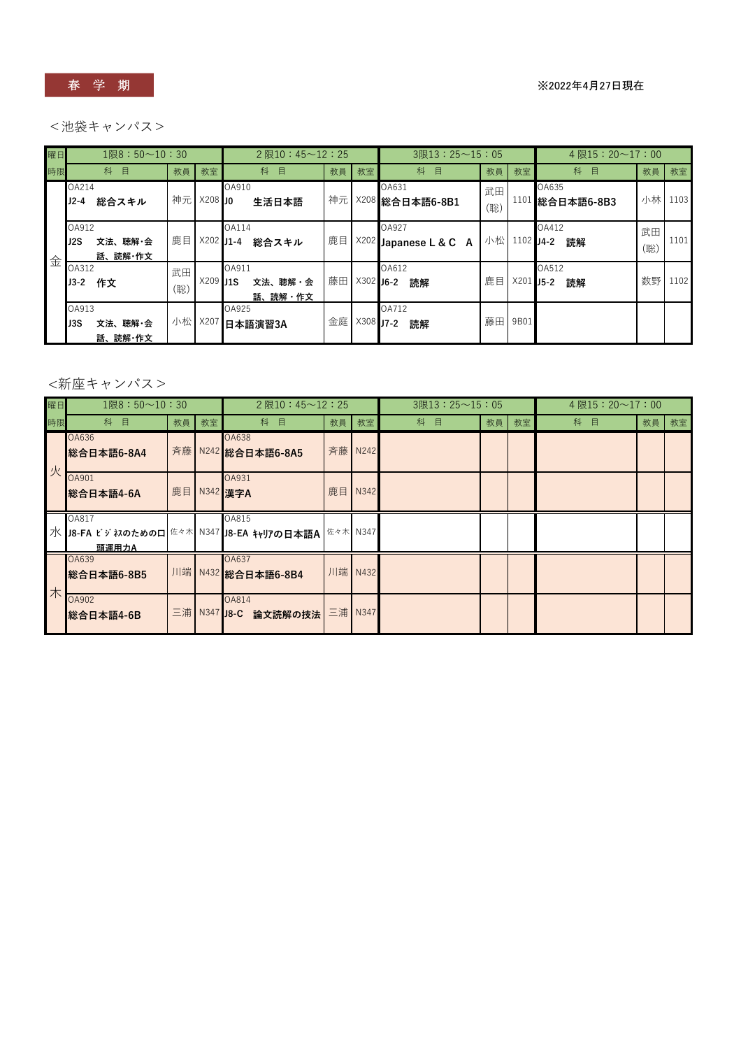**春 学 期**

※2022年4月27日現在

＜池袋キャンパス＞

| 曜日 | 1限8：50～10：30 | | | 2限10：45～12：25 | | | 3限13：25～15：05 | | | 4限15：20～17：00 | | |
|---|---|---|---|---|---|---|---|---|---|---|---|---|
| 時限 | 科　目 | 教員 | 教室 | 科　目 | 教員 | 教室 | 科　目 | 教員 | 教室 | 科　目 | 教員 | 教室 |
| 金 | OA214 J2-4 総合スキル | 神元 | X208 | OA910 J0 生活日本語 | 神元 | X208 | OA631 総合日本語6-8B1 | 武田(聡) | 1101 | OA635 総合日本語6-8B3 | 小林 | 1103 |
| | OA912 J2S 文法、聴解・会話、読解・作文 | 鹿目 | X202 | OA114 J1-4 総合スキル | 鹿目 | X202 | OA927 Japanese L & C A | 小松 | 1102 | OA412 J4-2 読解 | 武田(聡) | 1101 |
| | OA312 J3-2 作文 | 武田(聡) | X209 | OA911 J1S 文法、聴解・会話、読解・作文 | 藤田 | X302 | OA612 J6-2 読解 | 鹿目 | X201 | OA512 J5-2 読解 | 数野 | 1102 |
| | OA913 J3S 文法、聴解・会話、読解・作文 | 小松 | X207 | OA925 日本語演習3A | 金庭 | X308 | OA712 J7-2 読解 | 藤田 | 9B01 | | | |

<新座キャンパス＞

| 曜日 | 1限8：50～10：30 | | | 2限10：45～12：25 | | | 3限13：25～15：05 | | | 4限15：20～17：00 | | |
|---|---|---|---|---|---|---|---|---|---|---|---|---|
| 時限 | 科　目 | 教員 | 教室 | 科　目 | 教員 | 教室 | 科　目 | 教員 | 教室 | 科　目 | 教員 | 教室 |
| 火 | OA636 総合日本語6-8A4 | 斉藤 | N242 | OA638 総合日本語6-8A5 | 斉藤 | N242 | | | | | | |
| | OA901 総合日本語4-6A | 鹿目 | N342 | OA931 漢字A | 鹿目 | N342 | | | | | | |
| 水 | OA817 J8-FA ビジネスのための口頭運用力A | 佐々木 | N347 | OA815 J8-EA キャリアの日本語A | 佐々木 | N347 | | | | | | |
| 木 | OA639 総合日本語6-8B5 | 川端 | N432 | OA637 総合日本語6-8B4 | 川端 | N432 | | | | | | |
| | OA902 総合日本語4-6B | 三浦 | N347 | OA814 J8-C 論文読解の技法 | 三浦 | N347 | | | | | | |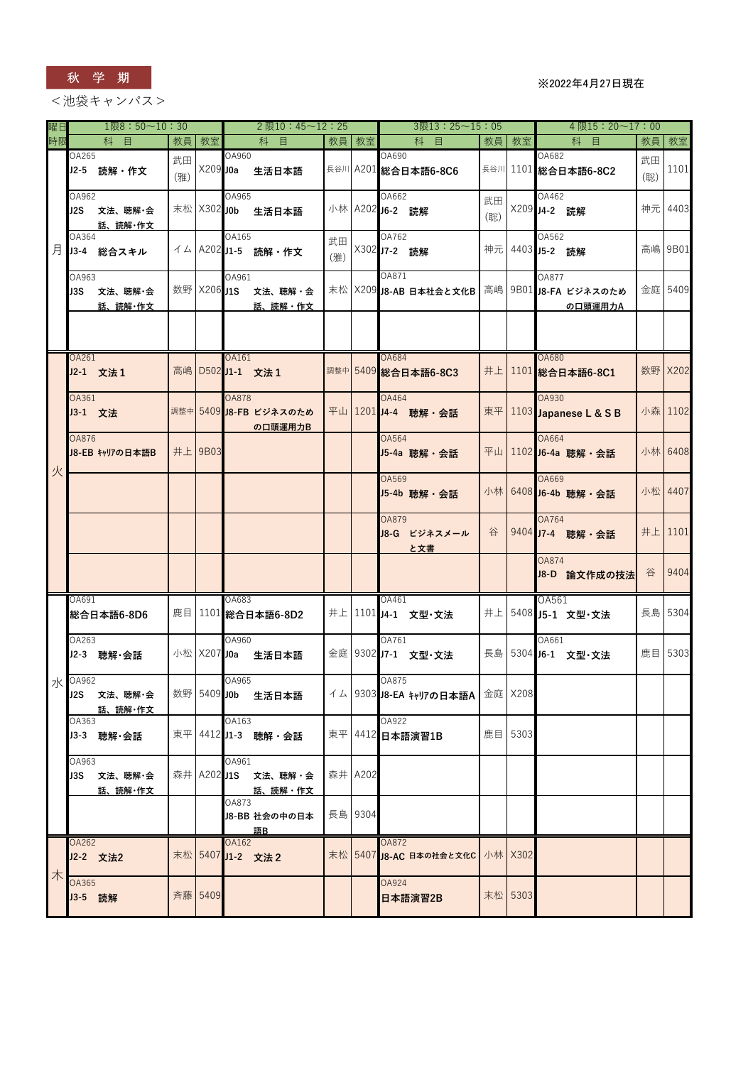秋 学 期

※2022年4月27日現在

＜池袋キャンパス＞

| 曜日 | 1限8：50～10：30 科 目 | 教員 | 教室 | 2限10：45～12：25 科 目 | 教員 | 教室 | 3限13：25～15：05 科 目 | 教員 | 教室 | 4限15：20～17：00 科 目 | 教員 | 教室 |
|---|---|---|---|---|---|---|---|---|---|---|---|---|
| 月 | OA265 J2-5 読解・作文 | 武田(雅) | X209 | OA960 J0a 生活日本語 | 長谷川 | A201 | OA690 総合日本語6-8C6 | 長谷川 | 1101 | OA682 総合日本語6-8C2 | 武田(聡) | 1101 |
| 月 | OA962 J2S 文法、聴解・会話、読解・作文 | 末松 | X302 | OA965 J0b 生活日本語 | 小林 | A202 | OA662 J6-2 読解 | 武田(聡) | X209 | OA462 J4-2 読解 | 神元 | 4403 |
| 月 | OA364 J3-4 総合スキル | イム | A202 | OA165 J1-5 読解・作文 | 武田(雅) | X302 | OA762 J7-2 読解 | 神元 | 4403 | OA562 J5-2 読解 | 高嶋 | 9B01 |
| 月 | OA963 J3S 文法、聴解・会話、読解・作文 | 数野 | X206 | OA961 J1S 文法、聴解・会話、読解・作文 | 末松 | X209 | OA871 J8-AB 日本社会と文化B | 高嶋 | 9B01 | OA877 J8-FA ビジネスのための口頭運用力A | 金庭 | 5409 |
| 月 | | | | | | | | | | | | |
| 火 | OA261 J2-1 文法1 | 高嶋 | D502 | OA161 J1-1 文法1 | 調整中 | 5409 | OA684 総合日本語6-8C3 | 井上 | 1101 | OA680 総合日本語6-8C1 | 数野 | X202 |
| 火 | OA361 J3-1 文法 | 調整中 | 5409 | OA878 J8-FB ビジネスのための口頭運用力B | 平山 | 1201 | OA464 J4-4 聴解・会話 | 東平 | 1103 | OA930 Japanese L & S B | 小森 | 1102 |
| 火 | OA876 J8-EB ｷｬﾘｱの日本語B | 井上 | 9B03 | | | | OA564 J5-4a 聴解・会話 | 平山 | 1102 | OA664 J6-4a 聴解・会話 | 小林 | 6408 |
| 火 | | | | | | | OA569 J5-4b 聴解・会話 | 小林 | 6408 | OA669 J6-4b 聴解・会話 | 小松 | 4407 |
| 火 | | | | | | | OA879 J8-G ビジネスメールと文書 | 谷 | 9404 | OA764 J7-4 聴解・会話 | 井上 | 1101 |
| 火 | | | | | | | | | | OA874 J8-D 論文作成の技法 | 谷 | 9404 |
| 水 | OA691 総合日本語6-8D6 | 鹿目 | 1101 | OA683 総合日本語6-8D2 | 井上 | 1101 | OA461 J4-1 文型・文法 | 井上 | 5408 | OA561 J5-1 文型・文法 | 長島 | 5304 |
| 水 | OA263 J2-3 聴解・会話 | 小松 | X207 | OA960 J0a 生活日本語 | 金庭 | 9302 | OA761 J7-1 文型・文法 | 長島 | 5304 | OA661 J6-1 文型・文法 | 鹿目 | 5303 |
| 水 | OA962 J2S 文法、聴解・会話、読解・作文 | 数野 | 5409 | OA965 J0b 生活日本語 | イム | 9303 | OA875 J8-EA ｷｬﾘｱの日本語A | 金庭 | X208 | | | |
| 水 | OA363 J3-3 聴解・会話 | 東平 | 4412 | OA163 J1-3 聴解・会話 | 東平 | 4412 | OA922 日本語演習1B | 鹿目 | 5303 | | | |
| 水 | OA963 J3S 文法、聴解・会話、読解・作文 | 森井 | A202 | OA961 J1S 文法、聴解・会話、読解・作文 | 森井 | A202 | | | | | | |
| 水 | | | | OA873 J8-BB 社会の中の日本語B | 長島 | 9304 | | | | | | |
| 木 | OA262 J2-2 文法2 | 末松 | 5407 | OA162 J1-2 文法2 | 末松 | 5407 | OA872 J8-AC 日本の社会と文化C | 小林 | X302 | | | |
| 木 | OA365 J3-5 読解 | 斉藤 | 5409 | | | | OA924 日本語演習2B | 末松 | 5303 | | | |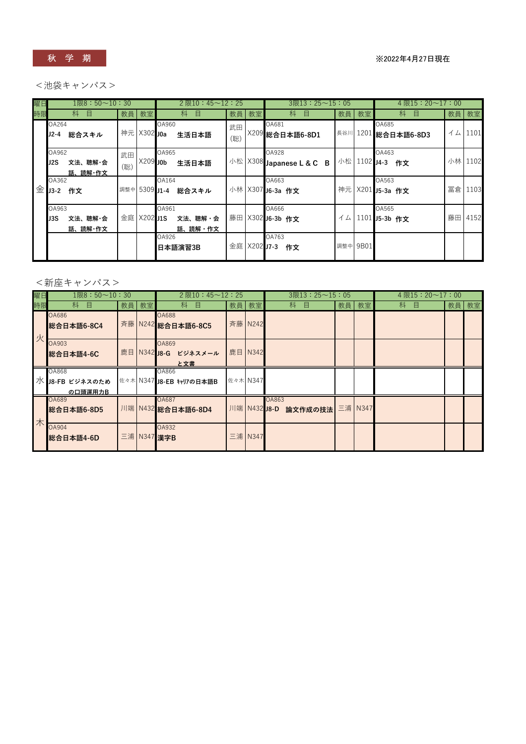## 秋 学 期

※2022年4月27日現在

＜池袋キャンパス＞

| 曜日/時限 | 1限8：50～10：30 科目 | 教員 | 教室 | 2限10：45～12：25 科目 | 教員 | 教室 | 3限13：25～15：05 科目 | 教員 | 教室 | 4限15：20～17：00 科目 | 教員 | 教室 |
|---|---|---|---|---|---|---|---|---|---|---|---|---|
| 金 | OA264 **J2-4 総合スキル** | 神元 | X302 | OA960 **J0a 生活日本語** | 武田(聡) | X209 | OA681 **総合日本語6-8D1** | 長谷川 | 1201 | OA685 **総合日本語6-8D3** | イム | 1101 |
| | OA962 **J2S 文法、聴解・会話、読解・作文** | 武田(聡) | X209 | OA965 **J0b 生活日本語** | 小松 | X308 | OA928 **Japanese L & C B** | 小松 | 1102 | OA463 **J4-3 作文** | 小林 | 1102 |
| | OA362 **J3-2 作文** | 調整中 | 5309 | OA164 **J1-4 総合スキル** | 小林 | X307 | OA663 **J6-3a 作文** | 神元 | X201 | OA563 **J5-3a 作文** | 冨倉 | 1103 |
| | OA963 **J3S 文法、聴解・会話、読解・作文** | 金庭 | X202 | OA961 **J1S 文法、聴解・会話、読解・作文** | 藤田 | X302 | OA666 **J6-3b 作文** | イム | 1101 | OA565 **J5-3b 作文** | 藤田 | 4152 |
| | | | | OA926 **日本語演習3B** | 金庭 | X202 | OA763 **J7-3 作文** | 調整中 | 9B01 | | | |

＜新座キャンパス＞

| 曜日/時限 | 1限8：50～10：30 科目 | 教員 | 教室 | 2限10：45～12：25 科目 | 教員 | 教室 | 3限13：25～15：05 科目 | 教員 | 教室 | 4限15：20～17：00 科目 | 教員 | 教室 |
|---|---|---|---|---|---|---|---|---|---|---|---|---|
| 火 | OA686 **総合日本語6-8C4** | 斉藤 | N242 | OA688 **総合日本語6-8C5** | 斉藤 | N242 | | | | | | |
| | OA903 **総合日本語4-6C** | 鹿目 | N342 | OA869 **J8-G ビジネスメールと文書** | 鹿目 | N342 | | | | | | |
| 水 | OA868 **J8-FB ビジネスのための口頭運用力B** | 佐々木 | N347 | OA866 **J8-EB ｷｬﾘｱの日本語B** | 佐々木 | N347 | | | | | | |
| 木 | OA689 **総合日本語6-8D5** | 川端 | N432 | OA687 **総合日本語6-8D4** | 川端 | N432 | OA863 **J8-D 論文作成の技法** | 三浦 | N347 | | | |
| | OA904 **総合日本語4-6D** | 三浦 | N347 | OA932 **漢字B** | 三浦 | N347 | | | | | | |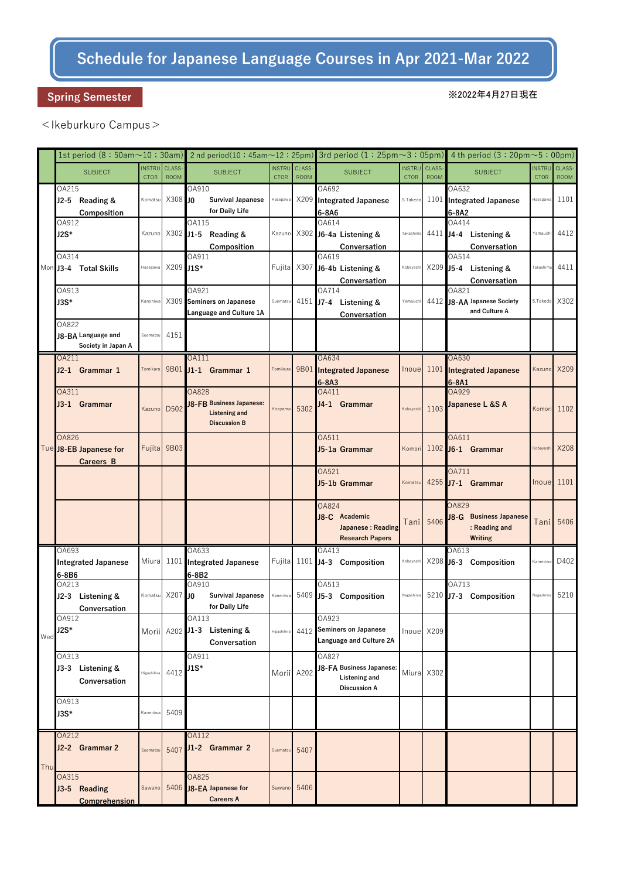# Schedule for Japanese Language Courses in Apr 2021-Mar 2022

**Spring Semester**

※2022年4月27日現在

＜Ikeburkuro Campus＞

| | 1st period (8：50am～10：30am) | | | 2 nd period(10：45am～12：25pm) | | | 3rd period (1：25pm～3：05pm) | | | 4 th period (3：20pm～5：00pm) | | |
|---|---|---|---|---|---|---|---|---|---|---|---|---|
| | SUBJECT | INSTRUCTOR | CLASS-ROOM | SUBJECT | INSTRUCTOR | CLASS-ROOM | SUBJECT | INSTRUCTOR | CLASS-ROOM | SUBJECT | INSTRUCTOR | CLASS-ROOM |
| Mon | OA215 **J2-5 Reading & Composition** | Komatsu | X308 | OA910 **J0 Survival Japanese for Daily Life** | Hasegawa | X209 | OA692 **Integrated Japanese 6-8A6** | S.Takeda | 1101 | OA632 **Integrated Japanese 6-8A2** | Hasegawa | 1101 |
| | OA912 **J2S*** | Kazuno | X302 | OA115 **J1-5 Reading & Composition** | Kazuno | X302 | OA614 **J6-4a Listening & Conversation** | Takashima | 4411 | OA414 **J4-4 Listening & Conversation** | Yamauchi | 4412 |
| | OA314 **J3-4 Total Skills** | Hasegawa | X209 | OA911 **J1S*** | Fujita | X307 | OA619 **J6-4b Listening & Conversation** | Kobayashi | X209 | OA514 **J5-4 Listening & Conversation** | Takashima | 4411 |
| | OA913 **J3S*** | Kaneniwa | X309 | OA921 **Seminers on Japanese Language and Culture 1A** | Suematsu | 4151 | OA714 **J7-4 Listening & Conversation** | Yamauchi | 4412 | OA821 **J8-AA Japanese Society and Culture A** | S.Takeda | X302 |
| | OA822 **J8-BA Language and Society in Japan A** | Suematsu | 4151 | | | | | | | | | |
| Tue | OA211 **J2-1 Grammar 1** | Tomikura | 9B01 | OA111 **J1-1 Grammar 1** | Tomikura | 9B01 | OA634 **Integrated Japanese 6-8A3** | Inoue | 1101 | OA630 **Integrated Japanese 6-8A1** | Kazuno | X209 |
| | OA311 **J3-1 Grammar** | Kazuno | D502 | OA828 **J8-FB Business Japanese: Listening and Discussion B** | Hirayama | 5302 | OA411 **J4-1 Grammar** | Kobayashi | 1103 | OA929 **Japanese L &S A** | Komori | 1102 |
| | OA826 **J8-EB Japanese for Careers B** | Fujita | 9B03 | | | | OA511 **J5-1a Grammar** | Komori | 1102 | OA611 **J6-1 Grammar** | Kobayashi | X208 |
| | | | | | | | OA521 **J5-1b Grammar** | Komatsu | 4255 | OA711 **J7-1 Grammar** | Inoue | 1101 |
| | | | | | | | OA824 **J8-C Academic Japanese : Reading Research Papers** | Tani | 5406 | OA829 **J8-G Business Japanese : Reading and Writing** | Tani | 5406 |
| Wed | OA693 **Integrated Japanese 6-8B6** | Miura | 1101 | OA633 **Integrated Japanese 6-8B2** | Fujita | 1101 | OA413 **J4-3 Composition** | Kobayashi | X208 | OA613 **J6-3 Composition** | Kaneniwa | D402 |
| | OA213 **J2-3 Listening & Conversation** | Komatsu | X207 | OA910 **J0 Survival Japanese for Daily Life** | Kaneniwa | 5409 | OA513 **J5-3 Composition** | Nagashima | 5210 | OA713 **J7-3 Composition** | Nagashima | 5210 |
| | OA912 **J2S*** | Morii | A202 | OA113 **J1-3 Listening & Conversation** | Higashihira | 4412 | OA923 **Seminers on Japanese Language and Culture 2A** | Inoue | X209 | | | |
| | OA313 **J3-3 Listening & Conversation** | Higashihira | 4412 | OA911 **J1S*** | Morii | A202 | OA827 **J8-FA Business Japanese: Listening and Discussion A** | Miura | X302 | | | |
| | OA913 **J3S*** | Kaneniwa | 5409 | | | | | | | | | |
| Thu | OA212 **J2-2 Grammar 2** | Suematsu | 5407 | OA112 **J1-2 Grammar 2** | Suematsu | 5407 | | | | | | |
| | OA315 **J3-5 Reading Comprehension** | Sawano | 5406 | OA825 **J8-EA Japanese for Careers A** | Sawano | 5406 | | | | | | |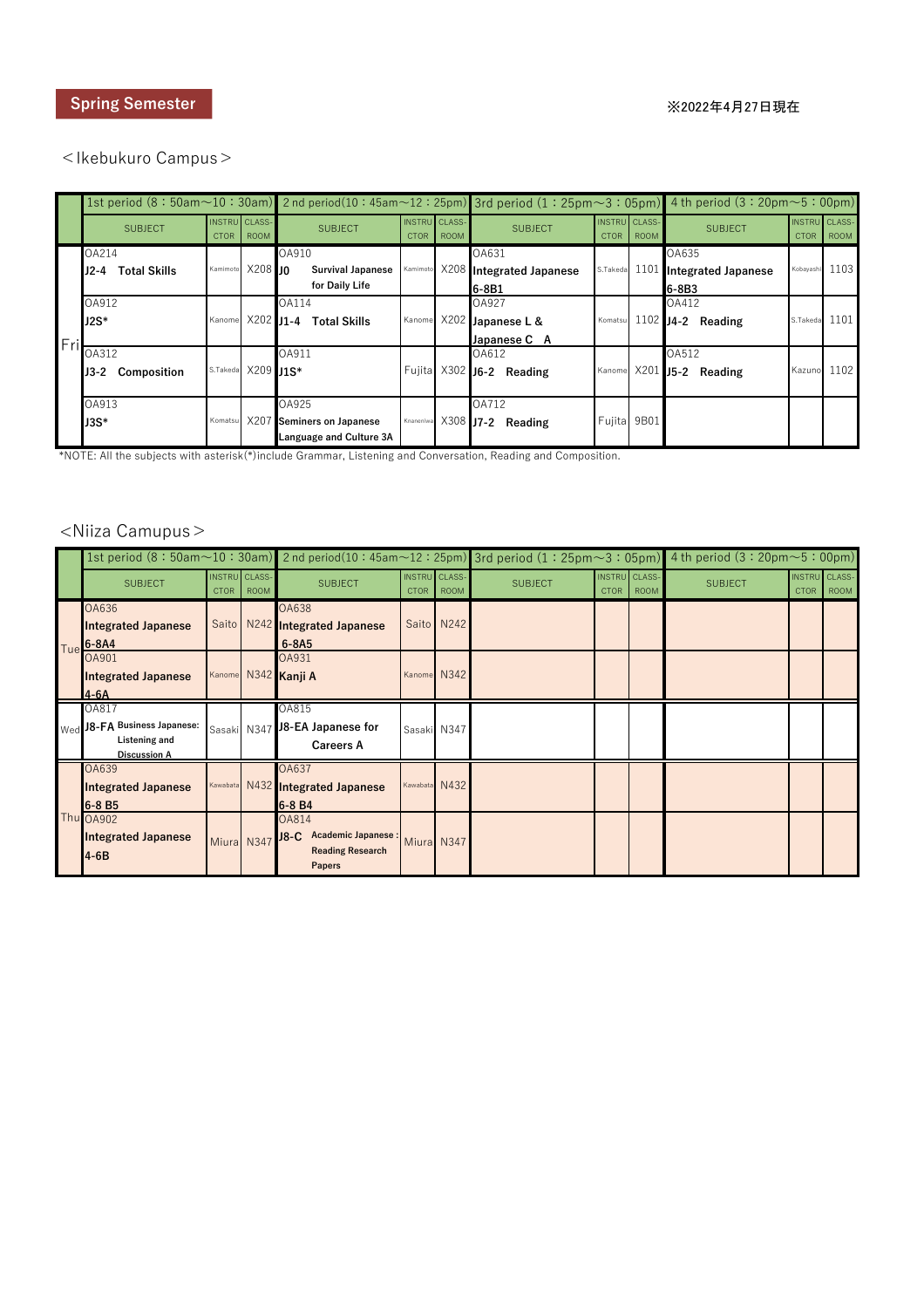**Spring Semester**

※2022年4月27日現在

＜Ikebukuro Campus＞

| | 1st period (8：50am～10：30am) | | | 2 nd period(10：45am～12：25pm) | | | 3rd period (1：25pm～3：05pm) | | | 4 th period (3：20pm～5：00pm) | | |
|---|---|---|---|---|---|---|---|---|---|---|---|---|
| | SUBJECT | INSTRUCTOR | CLASS-ROOM | SUBJECT | INSTRUCTOR | CLASS-ROOM | SUBJECT | INSTRUCTOR | CLASS-ROOM | SUBJECT | INSTRUCTOR | CLASS-ROOM |
| Fri | OA214 **J2-4 Total Skills** | Kamimoto | X208 | OA910 **J0 Survival Japanese for Daily Life** | Kamimoto | X208 | OA631 **Integrated Japanese 6-8B1** | S.Takeda | 1101 | OA635 **Integrated Japanese 6-8B3** | Kobayashi | 1103 |
| | OA912 **J2S*** | Kanome | X202 | OA114 **J1-4 Total Skills** | Kanome | X202 | OA927 **Japanese L & Japanese C A** | Komatsu | 1102 | OA412 **J4-2 Reading** | S.Takeda | 1101 |
| | OA312 **J3-2 Composition** | S.Takeda | X209 | OA911 **J1S*** | Fujita | X302 | OA612 **J6-2 Reading** | Kanome | X201 | OA512 **J5-2 Reading** | Kazuno | 1102 |
| | OA913 **J3S*** | Komatsu | X207 | OA925 **Seminers on Japanese Language and Culture 3A** | Knanemiwa | X308 | OA712 **J7-2 Reading** | Fujita | 9B01 | | | |

*NOTE: All the subjects with asterisk(*)include Grammar, Listening and Conversation, Reading and Composition.

＜Niiza Camupus＞

| | 1st period (8：50am～10：30am) | | | 2 nd period(10：45am～12：25pm) | | | 3rd period (1：25pm～3：05pm) | | | 4 th period (3：20pm～5：00pm) | | |
|---|---|---|---|---|---|---|---|---|---|---|---|---|
| | SUBJECT | INSTRUCTOR | CLASS-ROOM | SUBJECT | INSTRUCTOR | CLASS-ROOM | SUBJECT | INSTRUCTOR | CLASS-ROOM | SUBJECT | INSTRUCTOR | CLASS-ROOM |
| Tue | OA636 **Integrated Japanese 6-8A4** | Saito | N242 | OA638 **Integrated Japanese 6-8A5** | Saito | N242 | | | | | | |
| | OA901 **Integrated Japanese 4-6A** | Kanome | N342 | OA931 **Kanji A** | Kanome | N342 | | | | | | |
| Wed | OA817 **J8-FA Business Japanese: Listening and Discussion A** | Sasaki | N347 | OA815 **J8-EA Japanese for Careers A** | Sasaki | N347 | | | | | | |
| Thu | OA639 **Integrated Japanese 6-8 B5** | Kawabata | N432 | OA637 **Integrated Japanese 6-8 B4** | Kawabata | N432 | | | | | | |
| | OA902 **Integrated Japanese 4-6B** | Miura | N347 | OA814 **J8-C Academic Japanese : Reading Research Papers** | Miura | N347 | | | | | | |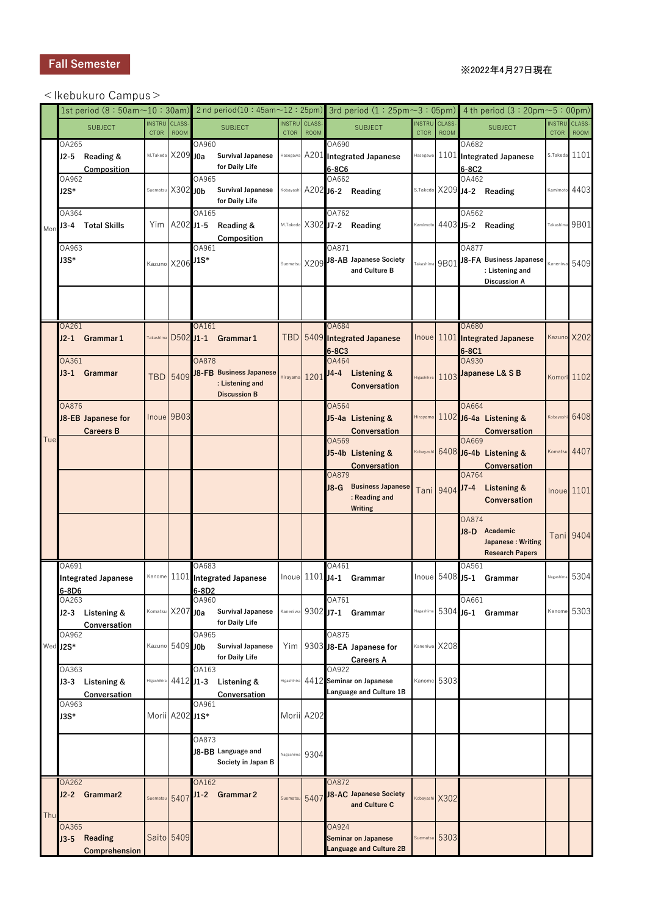**Fall Semester**

※2022年4月27日現在

＜Ikebukuro Campus＞

| | 1st period (8：50am～10：30am) | | | 2nd period(10：45am～12：25pm) | | | 3rd period (1：25pm～3：05pm) | | | 4 th period (3：20pm～5：00pm) | | |
|---|---|---|---|---|---|---|---|---|---|---|---|---|
| | SUBJECT | INSTRUCTOR | CLASS-ROOM | SUBJECT | INSTRUCTOR | CLASS-ROOM | SUBJECT | INSTRUCTOR | CLASS-ROOM | SUBJECT | INSTRUCTOR | CLASS-ROOM |
| Mon | OA265 J2-5 Reading & Composition | M.Takeda | X209 | OA960 J0a Survival Japanese for Daily Life | Hasegawa | A201 | OA690 Integrated Japanese 6-8C6 | Hasegawa | 1101 | OA682 Integrated Japanese 6-8C2 | S.Takeda | 1101 |
| | OA962 J2S* | Suematsu | X302 | OA965 J0b Survival Japanese for Daily Life | Kobayashi | A202 | OA662 J6-2 Reading | S.Takeda | X209 | OA462 J4-2 Reading | Kamimoto | 4403 |
| | OA364 J3-4 Total Skills | Yim | A202 | OA165 J1-5 Reading & Composition | M.Takeda | X302 | OA762 J7-2 Reading | Kamimoto | 4403 | OA562 J5-2 Reading | Takashima | 9B01 |
| | OA963 J3S* | Kazuno | X206 | OA961 J1S* | Suematsu | X209 | OA871 J8-AB Japanese Society and Culture B | Takashima | 9B01 | OA877 J8-FA Business Japanese : Listening and Discussion A | Kaneniwa | 5409 |
| | | | | | | | | | | | | |
| Tue | OA261 J2-1 Grammar 1 | Takashima | D502 | OA161 J1-1 Grammar 1 | TBD | 5409 | OA684 Integrated Japanese 6-8C3 | Inoue | 1101 | OA680 Integrated Japanese 6-8C1 | Kazuno | X202 |
| | OA361 J3-1 Grammar | TBD | 5409 | OA878 J8-FB Business Japanese : Listening and Discussion B | Hirayama | 1201 | OA464 J4-4 Listening & Conversation | Higashihira | 1103 | OA930 Japanese L& S B | Komori | 1102 |
| | OA876 J8-EB Japanese for Careers B | Inoue | 9B03 | | | | OA564 J5-4a Listening & Conversation | Hirayama | 1102 | OA664 J6-4a Listening & Conversation | Kobayashi | 6408 |
| | | | | | | | OA569 J5-4b Listening & Conversation | Kobayashi | 6408 | OA669 J6-4b Listening & Conversation | Komatsu | 4407 |
| | | | | | | | OA879 J8-G Business Japanese : Reading and Writing | Tani | 9404 | OA764 J7-4 Listening & Conversation | Inoue | 1101 |
| | | | | | | | | | | OA874 J8-D Academic Japanese : Writing Research Papers | Tani | 9404 |
| Wed | OA691 Integrated Japanese 6-8D6 | Kanome | 1101 | OA683 Integrated Japanese 6-8D2 | Inoue | 1101 | OA461 J4-1 Grammar | Inoue | 5408 | OA561 J5-1 Grammar | Nagashima | 5304 |
| | OA263 J2-3 Listening & Conversation | Komatsu | X207 | OA960 J0a Survival Japanese for Daily Life | Kaneniwa | 9302 | OA761 J7-1 Grammar | Nagashima | 5304 | OA661 J6-1 Grammar | Kanome | 5303 |
| | OA962 J2S* | Kazuno | 5409 | OA965 J0b Survival Japanese for Daily Life | Yim | 9303 | OA875 J8-EA Japanese for Careers A | Kaneniwa | X208 | | | |
| | OA363 J3-3 Listening & Conversation | Higashihira | 4412 | OA163 J1-3 Listening & Conversation | Higashihira | 4412 | OA922 Seminar on Japanese Language and Culture 1B | Kanome | 5303 | | | |
| | OA963 J3S* | Morii | A202 | OA961 J1S* | Morii | A202 | | | | | | |
| | | | | OA873 J8-BB Language and Society in Japan B | Nagashima | 9304 | | | | | | |
| Thu | OA262 J2-2 Grammar2 | Suematsu | 5407 | OA162 J1-2 Grammar 2 | Suematsu | 5407 | OA872 J8-AC Japanese Society and Culture C | Kobayashi | X302 | | | |
| | OA365 J3-5 Reading Comprehension | Saito | 5409 | | | | OA924 Seminar on Japanese Language and Culture 2B | Suematsu | 5303 | | | |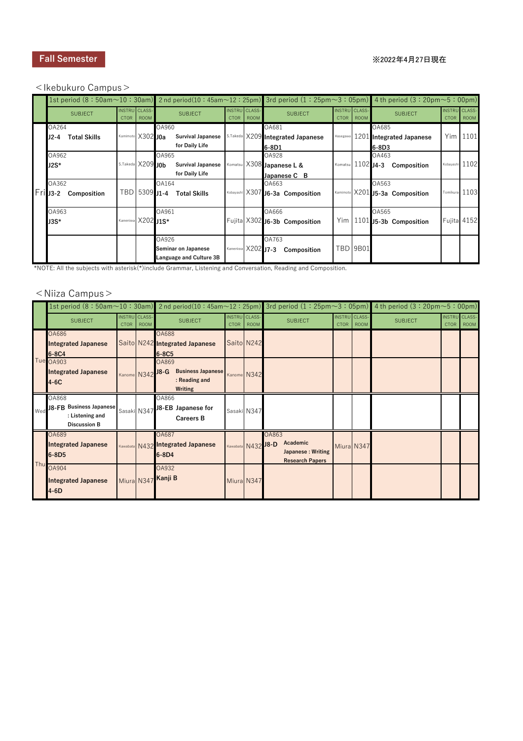**Fall Semester**

※2022年4月27日現在

＜Ikebukuro Campus＞

| | 1st period (8：50am～10：30am) | | | 2 nd period(10：45am～12：25pm) | | | 3rd period (1：25pm～3：05pm) | | | 4 th period (3：20pm～5：00pm) | | |
|---|---|---|---|---|---|---|---|---|---|---|---|---|
| | SUBJECT | INSTRUCTOR | CLASSROOM | SUBJECT | INSTRUCTOR | CLASSROOM | SUBJECT | INSTRUCTOR | CLASSROOM | SUBJECT | INSTRUCTOR | CLASSROOM |
| Fri | OA264 J2-4 Total Skills | Kamimoto | X302 | OA960 J0a Survival Japanese for Daily Life | S.Takeda | X209 | OA681 Integrated Japanese 6-8D1 | Hasegawa | 1201 | OA685 Integrated Japanese 6-8D3 | Yim | 1101 |
| | OA962 J2S* | S.Takeda | X209 | OA965 J0b Survival Japanese for Daily Life | Komatsu | X308 | OA928 Japanese L & Japanese C B | Komatsu | 1102 | OA463 J4-3 Composition | Kobayashi | 1102 |
| | OA362 J3-2 Composition | TBD | 5309 | OA164 J1-4 Total Skills | Kobayashi | X307 | OA663 J6-3a Composition | Kamimoto | X201 | OA563 J5-3a Composition | Tomikura | 1103 |
| | OA963 J3S* | Kaneniwa | X202 | OA961 J1S* | Fujita | X302 | OA666 J6-3b Composition | Yim | 1101 | OA565 J5-3b Composition | Fujita | 4152 |
| | | | | OA926 Seminar on Japanese Language and Culture 3B | Kaneniwa | X202 | OA763 J7-3 Composition | TBD | 9B01 | | | |

*NOTE: All the subjects with asterisk(*)include Grammar, Listening and Conversation, Reading and Composition.

＜Niiza Campus＞

| | 1st period (8：50am～10：30am) | | | 2 nd period(10：45am～12：25pm) | | | 3rd period (1：25pm～3：05pm) | | | 4 th period (3：20pm～5：00pm) | | |
|---|---|---|---|---|---|---|---|---|---|---|---|---|
| | SUBJECT | INSTRUCTOR | CLASSROOM | SUBJECT | INSTRUCTOR | CLASSROOM | SUBJECT | INSTRUCTOR | CLASSROOM | SUBJECT | INSTRUCTOR | CLASSROOM |
| Tue | OA686 Integrated Japanese 6-8C4 | Saito | N242 | OA688 Integrated Japanese 6-8C5 | Saito | N242 | | | | | | |
| | OA903 Integrated Japanese 4-6C | Kanome | N342 | OA869 J8-G Business Japanese : Reading and Writing | Kanome | N342 | | | | | | |
| Wed | OA868 J8-FB Business Japanese : Listening and Discussion B | Sasaki | N347 | OA866 J8-EB Japanese for Careers B | Sasaki | N347 | | | | | | |
| Thu | OA689 Integrated Japanese 6-8D5 | Kawabata | N432 | OA687 Integrated Japanese 6-8D4 | Kawabata | N432 | OA863 J8-D Academic Japanese : Writing Research Papers | Miura | N347 | | | |
| | OA904 Integrated Japanese 4-6D | Miura | N347 | OA932 Kanji B | Miura | N347 | | | | | | |